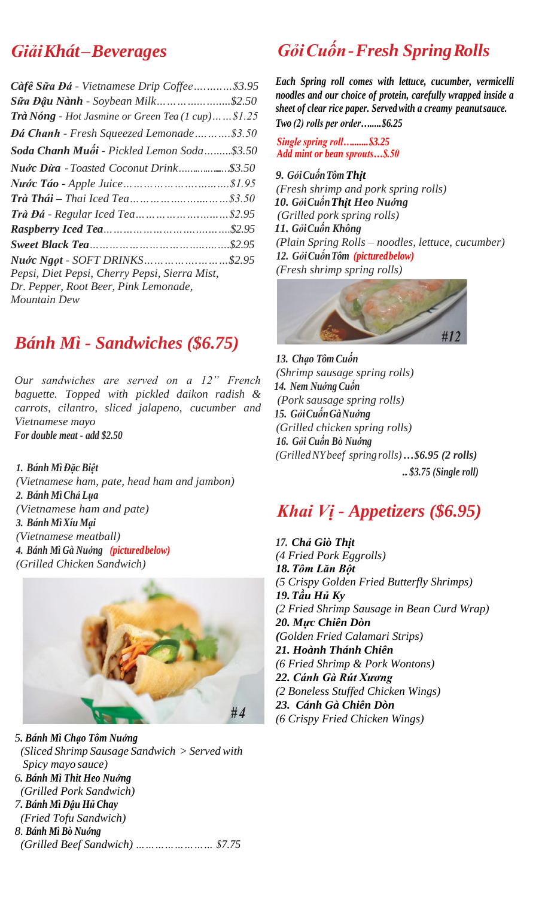## *Giải Khát – Beverages*

***Càfê Sữa Đá*** *- Vietnamese Drip Coffee…………$3.95*
***Sữa Đậu Nành*** *- Soybean Milk……………........$2.50*
***Trà Nóng*** *- Hot Jasmine or Green Tea (1 cup)……$1.25*
***Đá Chanh*** *- Fresh Squeezed Lemonade…………$3.50*
***Soda Chanh Muối*** *- Pickled Lemon Soda..........$3.50*
***Nước Dừa*** *- Toasted Coconut Drink...............$3.50*
***Nước Táo*** *- Apple Juice………………….......$1.95*
***Trà Thái*** *– Thai Iced Tea……………..........…$3.50*
***Trà Đá*** *- Regular Iced Tea………………........$2.95*
***Raspberry Iced Tea****…………………………………$2.95*
***Sweet Black Tea****…………………………………$2.95*
***Nước Ngọt*** *- SOFT DRINKS……………………$2.95*
*Pepsi, Diet Pepsi, Cherry Pepsi, Sierra Mist, Dr. Pepper, Root Beer, Pink Lemonade, Mountain Dew*

## *Bánh Mì - Sandwiches ($6.75)*

*Our sandwiches are served on a 12" French baguette. Topped with pickled daikon radish & carrots, cilantro, sliced jalapeno, cucumber and Vietnamese mayo*
***For double meat - add $2.50***

***1. Bánh Mì Đặc Biệt***
*(Vietnamese ham, pate, head ham and jambon)*
***2. Bánh Mì Chả Lụa***
*(Vietnamese ham and pate)*
***3. Bánh Mì Xíu Mại***
*(Vietnamese meatball)*
***4. Bánh Mì Gà Nướng*** ***(pictured below)***
*(Grilled Chicken Sandwich)*

#4

***5. Bánh Mì Chạo Tôm Nướng***
*(Sliced Shrimp Sausage Sandwich > Served with Spicy mayo sauce)*
***6. Bánh Mì Thit Heo Nướng***
*(Grilled Pork Sandwich)*
***7. Bánh Mì Đậu Hủ Chay***
*(Fried Tofu Sandwich)*
***8. Bánh Mì Bò Nướng***
*(Grilled Beef Sandwich) …………………… $7.75*

## *Gỏi Cuốn - Fresh Spring Rolls*

***Each Spring roll comes with lettuce, cucumber, vermicelli noodles and our choice of protein, carefully wrapped inside a sheet of clear rice paper. Served with a creamy peanut sauce.***
***Two (2) rolls per order……..$6.25***

***Single spring roll….......$3.25***
***Add mint or bean sprouts…$.50***

***9. Gỏi Cuốn Tôm Thịt***
*(Fresh shrimp and pork spring rolls)*
***10. Gỏi Cuốn Thịt Heo Nướng***
*(Grilled pork spring rolls)*
***11. Gỏi Cuốn Không***
*(Plain Spring Rolls – noodles, lettuce, cucumber)*
***12. Gỏi Cuốn Tôm*** ***(pictured below)***
*(Fresh shrimp spring rolls)*

#12

***13. Chạo Tôm Cuốn***
*(Shrimp sausage spring rolls)*
***14. Nem Nướng Cuốn***
*(Pork sausage spring rolls)*
***15. Gỏi Cuốn Gà Nướng***
*(Grilled chicken spring rolls)*
***16. Gỏi Cuốn Bò Nướng***
*(Grilled NY beef spring rolls)* ***…$6.95 (2 rolls)***
***.. $3.75 (Single roll)***

## *Khai Vị - Appetizers ($6.95)*

***17. Chả Giò Thịt***
*(4 Fried Pork Eggrolls)*
***18. Tôm Lăn Bột***
*(5 Crispy Golden Fried Butterfly Shrimps)*
***19. Tầu Hủ Ky***
*(2 Fried Shrimp Sausage in Bean Curd Wrap)*
***20. Mực Chiên Dòn***
*(Golden Fried Calamari Strips)*
***21. Hoành Thánh Chiên***
*(6 Fried Shrimp & Pork Wontons)*
***22. Cánh Gà Rút Xương***
*(2 Boneless Stuffed Chicken Wings)*
***23. Cánh Gà Chiên Dòn***
*(6 Crispy Fried Chicken Wings)*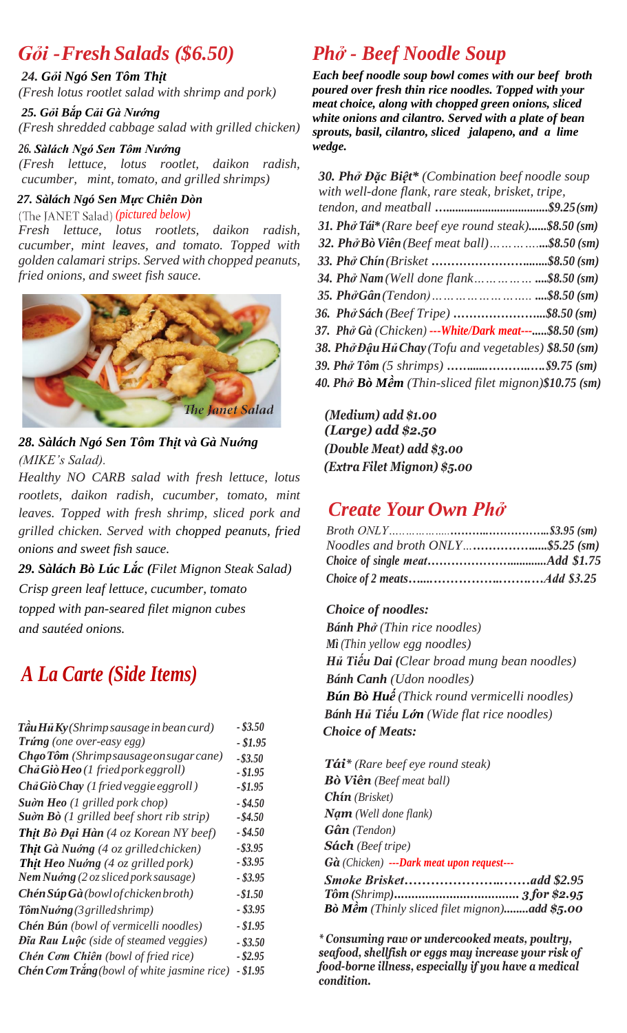## Gỏi - Fresh Salads ($6.50)

***24. Gỏi Ngó Sen Tôm Thịt***
*(Fresh lotus rootlet salad with shrimp and pork)*

***25. Gỏi Bắp Cải Gà Nướng***
*(Fresh shredded cabbage salad with grilled chicken)*

***26. Sàlách Ngó Sen Tôm Nướng***
*(Fresh lettuce, lotus rootlet, daikon radish, cucumber, mint, tomato, and grilled shrimps)*

***27. Sàlách Ngó Sen Mực Chiên Dòn***
(The JANET Salad) *(pictured below)*
*Fresh lettuce, lotus rootlets, daikon radish, cucumber, mint leaves, and tomato. Topped with golden calamari strips. Served with chopped peanuts, fried onions, and sweet fish sauce.*

*The Janet Salad*

***28. Sàlách Ngó Sen Tôm Thịt và Gà Nướng***
*(MIKE's Salad).*
*Healthy NO CARB salad with fresh lettuce, lotus rootlets, daikon radish, cucumber, tomato, mint leaves. Topped with fresh shrimp, sliced pork and grilled chicken. Served with chopped peanuts, fried onions and sweet fish sauce.*

***29. Sàlách Bò Lúc Lắc*** *(Filet Mignon Steak Salad)*
*Crisp green leaf lettuce, cucumber, tomato topped with pan-seared filet mignon cubes and sautéed onions.*

## A La Carte (Side Items)

| Item | Price |
|---|---|
| ***Tầu Hủ Ky*** *(Shrimp sausage in bean curd)* | - $3.50 |
| ***Trứng*** *(one over-easy egg)* | - $1.95 |
| ***Chạo Tôm*** *(Shrimp sausage on sugar cane)* | - $3.50 |
| ***Chả Giò Heo*** *(1 fried pork eggroll)* | - $1.95 |
| ***Chả Giò Chay*** *(1 fried veggie eggroll)* | - $1.95 |
| ***Sườn Heo*** *(1 grilled pork chop)* | - $4.50 |
| ***Sườn Bò*** *(1 grilled beef short rib strip)* | - $4.50 |
| ***Thịt Bò Đại Hàn*** *(4 oz Korean NY beef)* | - $4.50 |
| ***Thịt Gà Nướng*** *(4 oz grilled chicken)* | - $3.95 |
| ***Thịt Heo Nướng*** *(4 oz grilled pork)* | - $3.95 |
| ***Nem Nướng*** *(2 oz sliced pork sausage)* | - $3.95 |
| ***Chén Súp Gà*** *(bowl of chicken broth)* | - $1.50 |
| ***Tôm Nướng*** *(3 grilled shrimp)* | - $3.95 |
| ***Chén Bún*** *(bowl of vermicelli noodles)* | - $1.95 |
| ***Đĩa Rau Luộc*** *(side of steamed veggies)* | - $3.50 |
| ***Chén Cơm Chiên*** *(bowl of fried rice)* | - $2.95 |
| ***Chén Cơm Trắng*** *(bowl of white jasmine rice)* | - $1.95 |

## Phở - Beef Noodle Soup

***Each beef noodle soup bowl comes with our beef broth poured over fresh thin rice noodles. Topped with your meat choice, along with chopped green onions, sliced white onions and cilantro. Served with a plate of bean sprouts, basil, cilantro, sliced jalapeno, and a lime wedge.***

***30. Phở Đặc Biệt**** *(Combination beef noodle soup with well-done flank, rare steak, brisket, tripe, tendon, and meatball* ....................................***$9.25 (sm)***
***31. Phở Tái**** *(Rare beef eye round steak)*......***$8.50 (sm)***
***32. Phở Bò Viên*** *(Beef meat ball)*..............***$8.50 (sm)***
***33. Phở Chín*** *(Brisket* ...............................***$8.50 (sm)***
***34. Phở Nam*** *(Well done flank*.................***$8.50 (sm)***
***35. Phở Gân*** *(Tendon)*..............................***$8.50 (sm)***
***36. Phở Sách*** *(Beef Tripe)*.........................***$8.50 (sm)***
***37. Phở Gà*** *(Chicken)* ***---White/Dark meat---***.....***$8.50 (sm)***
***38. Phở Đậu Hủ Chay*** *(Tofu and vegetables)* ***$8.50 (sm)***
***39. Phở Tôm*** *(5 shrimps)*..............................***$9.75 (sm)***
***40. Phở Bò Mềm*** *(Thin-sliced filet mignon)****$10.75 (sm)***

***(Medium) add $1.00***
***(Large) add $2.50***
***(Double Meat) add $3.00***
***(Extra Filet Mignon) $5.00***

## Create Your Own Phở

*Broth ONLY*..........................................***$3.95 (sm)***
*Noodles and broth ONLY*.........................***$5.25 (sm)***
***Choice of single meat*...........................*Add $1.75***
***Choice of 2 meats*.................................*Add $3.25***

***Choice of noodles:***
***Bánh Phở*** *(Thin rice noodles)*
***Mì*** *(Thin yellow egg noodles)*
***Hủ Tiếu Dai*** *(Clear broad mung bean noodles)*
***Bánh Canh*** *(Udon noodles)*
***Bún Bò Huế*** *(Thick round vermicelli noodles)*
***Bánh Hủ Tiếu Lớn*** *(Wide flat rice noodles)*
***Choice of Meats:***

***Tái**** *(Rare beef eye round steak)*
***Bò Viên*** *(Beef meat ball)*
***Chín*** *(Brisket)*
***Nạm*** *(Well done flank)*
***Gân*** *(Tendon)*
***Sách*** *(Beef tripe)*
***Gà*** *(Chicken)* ***---Dark meat upon request---***
***Smoke Brisket*.........................................*add $2.95***
***Tôm*** *(Shrimp)*....................................***3 for $2.95***
***Bò Mềm*** *(Thinly sliced filet mignon)*........***add $5.00***

****Consuming raw or undercooked meats, poultry, seafood, shellfish or eggs may increase your risk of food-borne illness, especially if you have a medical condition.***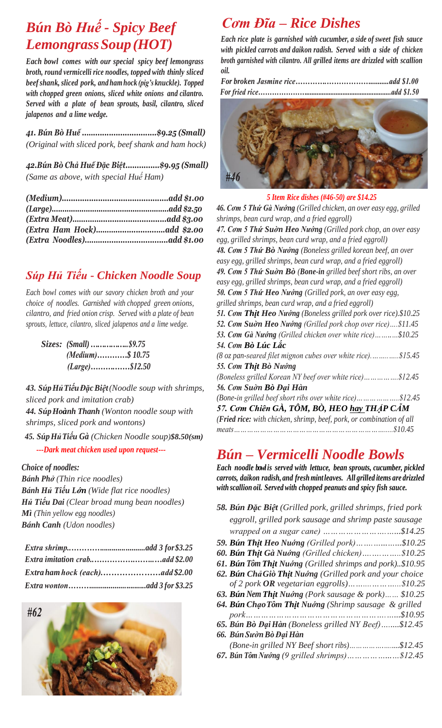## *Bún Bò Huế - Spicy Beef Lemongrass Soup (HOT)*

***Each bowl comes with our special spicy beef lemongrass broth, round vermicelli rice noodles, topped with thinly sliced beef shank, sliced pork, and ham hock (pig's knuckle). Topped with chopped green onions, sliced white onions and cilantro. Served with a plate of bean sprouts, basil, cilantro, sliced jalapenos and a lime wedge.***

***41. Bún Bò Huế .................................$9.25 (Small)***
*(Original with sliced pork, beef shank and ham hock)*

***42.Bún Bò Chả Huế Đặc Biệt...............$9.95 (Small)***
*(Same as above, with special Huế Ham)*

***(Medium)...............................................add $1.00***
***(Large).......................................................add $2.50***
***(Extra Meat)...........................................add $3.00***
***(Extra Ham Hock)................................add $2.00***
***(Extra Noodles).....................................add $1.00***

## *Súp Hủ Tiếu - Chicken Noodle Soup*

*Each bowl comes with our savory chicken broth and your choice of noodles. Garnished with chopped green onions, cilantro, and fried onion crisp. Served with a plate of bean sprouts, lettuce, cilantro, sliced jalapenos and a lime wedge.*

***Sizes: (Small) ……………..$9.75***
***(Medium)…………$ 10.75***
***(Large)……………$12.50***

***43. Súp Hủ Tiếu Đặc Biệt** (Noodle soup with shrimps, sliced pork and imitation crab)*
***44. Súp Hoành Thanh** (Wonton noodle soup with shrimps, sliced pork and wontons)*
***45. Súp Hủ Tiếu Gà** (Chicken Noodle soup)**$8.50(sm)***
***---Dark meat chicken used upon request---***

***Choice of noodles:***
***Bánh Phở** (Thin rice noodles)*
***Bánh Hủ Tiếu Lớn** (Wide flat rice noodles)*
***Hủ Tiếu Dai** (Clear broad mung bean noodles)*
***Mì** (Thin yellow egg noodles)*
***Bánh Canh** (Udon noodles)*

***Extra shrimp.…………......................add 3 for $3.25***
***Extra imitation crab.……………….…..…add $2.00***
***Extra ham hock (each).………………….add $2.00***
***Extra wonton……….............................add 3 for $3.25***

*#62*

## *Cơm Đĩa – Rice Dishes*

***Each rice plate is garnished with cucumber, a side of sweet fish sauce with pickled carrots and daikon radish. Served with a side of chicken broth garnished with cilantro. All grilled items are drizzled with scallion oil.***

***For broken Jasmine rice………….……………….........add $1.00***
***For fried rice…………………...............................................add $1.50***

*#46*

***5 Item Rice dishes (#46-50) are $14.25***

***46. Cơm 5 Thứ Gà Nướng** (Grilled chicken, an over easy egg, grilled shrimps, bean curd wrap, and a fried eggroll)*
***47. Cơm 5 Thứ Sườn Heo Nướng** (Grilled pork chop, an over easy egg, grilled shrimps, bean curd wrap, and a fried eggroll)*
***48. Cơm 5 Thứ Bò Nướng** (Boneless grilled korean beef, an over easy egg, grilled shrimps, bean curd wrap, and a fried eggroll)*
***49. Cơm 5 Thứ Sườn Bò** (**Bone-in** grilled beef short ribs, an over easy egg, grilled shrimps, bean curd wrap, and a fried eggroll)*
***50. Cơm 5 Thứ Heo Nướng** (Grilled pork, an over easy egg, grilled shrimps, bean curd wrap, and a fried eggroll)*
***51. Cơm Thịt Heo Nướng** (Boneless grilled pork over rice).$10.25*
***52. Cơm Sườn Heo Nướng** (Grilled pork chop over rice)….$11.45*
***53. Cơm Gà Nướng** (Grilled chicken over white rice)……….$10.25*
***54. Cơm Bò Lúc Lắc***
*(8 oz pan-seared filet mignon cubes over white rice)…….…..$15.45*
***55. Cơm Thịt Bò Nướng***
*(Boneless grilled Korean NY beef over white rice)…………….$12.45*
***56. Cơm Sườn Bò Đại Hàn***
*(Bone-in grilled beef short ribs over white rice)………………..$12.45*
***57. Cơm Chiên GÀ, TÔM, BÒ, HEO hay THẬP CẨM***
*(**Fried rice:** with chicken, shrimp, beef, pork, or combination of all meats………………………………………………………………$10.45*

## *Bún – Vermicelli Noodle Bowls*

***Each noodle bowl is served with lettuce, bean sprouts, cucumber, pickled carrots, daikon radish, and fresh mint leaves. All grilled items are drizzled with scallion oil. Served with chopped peanuts and spicy fish sauce.***

***58. Bún Đặc Biệt** (Grilled pork, grilled shrimps, fried pork eggroll, grilled pork sausage and shrimp paste sausage wrapped on a sugar cane) ………………………..$14.25*
***59. Bún Thịt Heo Nướng** (Grilled pork)……….……..$10.25*
***60. Bún Thịt Gà Nướng** (Grilled chicken)…………..$10.25*
***61. Bún Tôm Thịt Nướng** (Grilled shrimps and pork)..$10.95*
***62. Bún Chả Giò Thịt Nướng** (Grilled pork and your choice of 2 pork **OR** vegetarian eggrolls)……..………….$10.25*
***63. Bún Nem Thịt Nướng** (Pork sausage & pork)…… $10.25*
***64. Bún Chạo Tôm Thịt Nướng** (Shrimp sausage & grilled pork…………………………………………………..$10.95*
***65. Bún Bò Đại Hàn** (Boneless grilled NY Beef)……..$12.45*
***66. Bún Sườn Bò Đại Hàn***
*(Bone-in grilled NY Beef short ribs)…………………...$12.45*
***67. Bún Tôm Nướng** (9 grilled shrimps)………………..$12.45*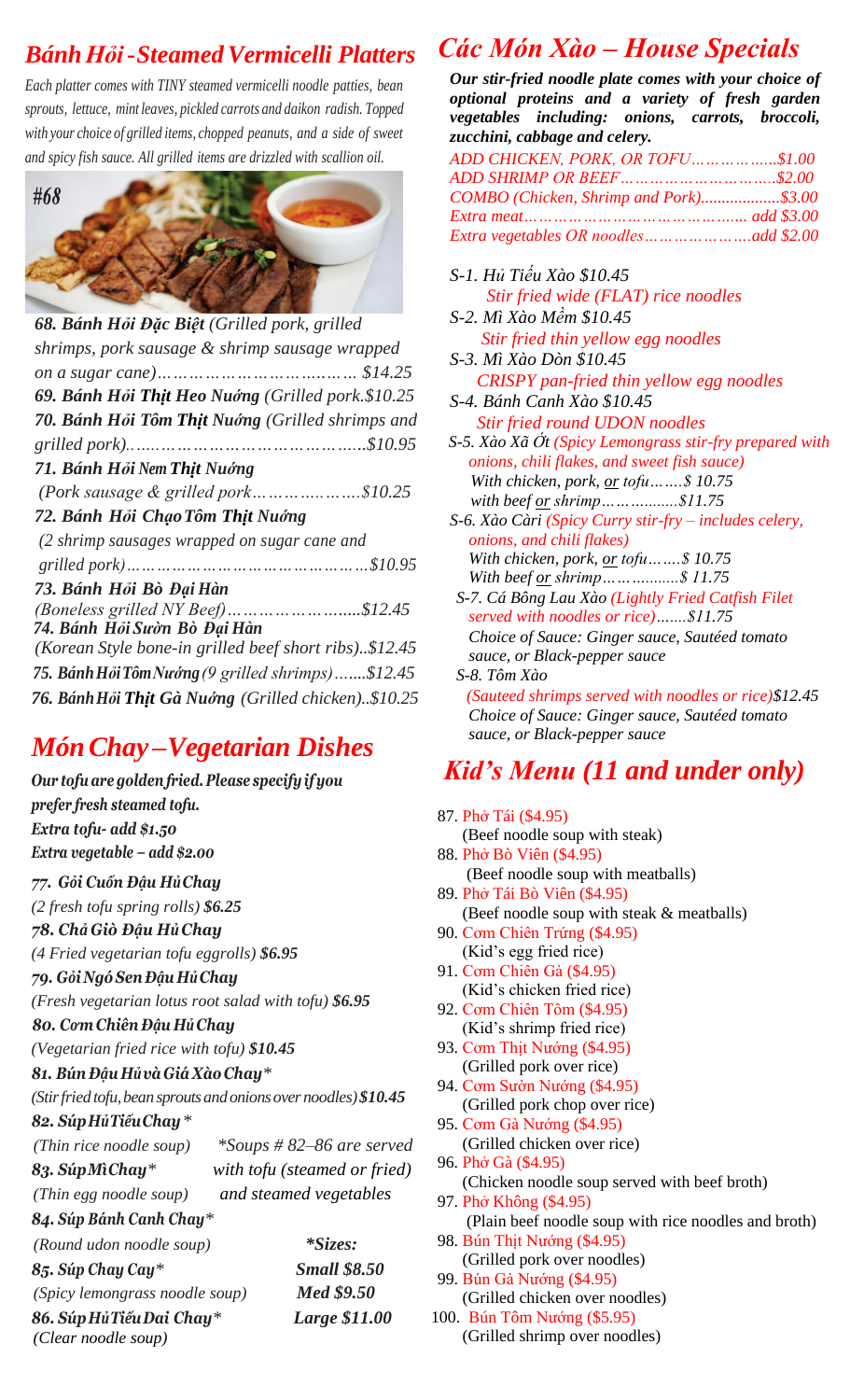## Bánh Hỏi - Steamed Vermicelli Platters

*Each platter comes with TINY steamed vermicelli noodle patties, bean sprouts, lettuce, mint leaves, pickled carrots and daikon radish. Topped with your choice of grilled items, chopped peanuts, and a side of sweet and spicy fish sauce. All grilled items are drizzled with scallion oil.*

#68

***68. Bánh Hỏi Đặc Biệt*** *(Grilled pork, grilled shrimps, pork sausage & shrimp sausage wrapped on a sugar cane)……………………………… $14.25*

***69. Bánh Hỏi Thịt Heo Nướng*** *(Grilled pork.$10.25*

***70. Bánh Hỏi Tôm Thịt Nướng*** *(Grilled shrimps and grilled pork)……………………………………..$10.95*

***71. Bánh Hỏi Nem Thịt Nướng***
*(Pork sausage & grilled pork…………………$10.25*

***72. Bánh Hỏi Chạo Tôm Thịt Nướng***
*(2 shrimp sausages wrapped on sugar cane and grilled pork)………………………………………$10.95*

***73. Bánh Hỏi Bò Đại Hàn***
*(Boneless grilled NY Beef)………………………$12.45*

***74. Bánh Hỏi Sườn Bò Đại Hàn***
*(Korean Style bone-in grilled beef short ribs)..$12.45*

***75. Bánh Hỏi Tôm Nướng*** *(9 grilled shrimps)…….$12.45*

***76. Bánh Hỏi Thịt Gà Nướng*** *(Grilled chicken)..$10.25*

## Món Chay – Vegetarian Dishes

***Our tofu are golden fried. Please specify if you prefer fresh steamed tofu.***
***Extra tofu- add $1.50***
***Extra vegetable – add $2.00***

***77. Gỏi Cuốn Đậu Hủ Chay***
*(2 fresh tofu spring rolls)* ***$6.25***

***78. Chả Giò Đậu Hủ Chay***
*(4 Fried vegetarian tofu eggrolls)* ***$6.95***

***79. Gỏi Ngó Sen Đậu Hủ Chay***
*(Fresh vegetarian lotus root salad with tofu)* ***$6.95***

***80. Cơm Chiên Đậu Hủ Chay***
*(Vegetarian fried rice with tofu)* ***$10.45***

***81. Bún Đậu Hủ và Giá Xào Chay****
*(Stir fried tofu, bean sprouts and onions over noodles)* ***$10.45***

***82. Súp Hủ Tiếu Chay****
*(Thin rice noodle soup)*

***83. Súp Mì Chay****
*(Thin egg noodle soup)*

***84. Súp Bánh Canh Chay****
*(Round udon noodle soup)*

***85. Súp Chay Cay****
*(Spicy lemongrass noodle soup)*

***86. Súp Hủ Tiếu Dai Chay****
*(Clear noodle soup)*

**Soups # 82–86 are served with tofu (steamed or fried) and steamed vegetables*

**Sizes:*
***Small $8.50***
***Med $9.50***
***Large $11.00***

## Các Món Xào – House Specials

***Our stir-fried noodle plate comes with your choice of optional proteins and a variety of fresh garden vegetables including: onions, carrots, broccoli, zucchini, cabbage and celery.***

*ADD CHICKEN, PORK, OR TOFU……………..$1.00*
*ADD SHRIMP OR BEEF……………………….$2.00*
*COMBO (Chicken, Shrimp and Pork)...................$3.00*
*Extra meat……………………………………. add $3.00*
*Extra vegetables OR noodles…………………add $2.00*

*S-1. Hủ Tiếu Xào $10.45*
*Stir fried wide (FLAT) rice noodles*

*S-2. Mì Xào Mềm $10.45*
*Stir fried thin yellow egg noodles*

*S-3. Mì Xào Dòn $10.45*
*CRISPY pan-fried thin yellow egg noodles*

*S-4. Bánh Canh Xào $10.45*
*Stir fried round UDON noodles*

*S-5. Xào Xã Ớt (Spicy Lemongrass stir-fry prepared with onions, chili flakes, and sweet fish sauce)*
*With chicken, pork, or tofu…….$ 10.75*
*with beef or shrimp……………..$11.75*

*S-6. Xào Cà ri (Spicy Curry stir-fry – includes celery, onions, and chili flakes)*
*With chicken, pork, or tofu…….$ 10.75*
*With beef or shrimp……………..$ 11.75*

*S-7. Cá Bông Lau Xào (Lightly Fried Catfish Filet served with noodles or rice).......$11.75*
*Choice of Sauce: Ginger sauce, Sautéed tomato sauce, or Black-pepper sauce*

*S-8. Tôm Xào*
*(Sauteed shrimps served with noodles or rice)$12.45*
*Choice of Sauce: Ginger sauce, Sautéed tomato sauce, or Black-pepper sauce*

## Kid's Menu (11 and under only)

87. Phở Tái ($4.95)
(Beef noodle soup with steak)
88. Phở Bò Viên ($4.95)
(Beef noodle soup with meatballs)
89. Phở Tái Bò Viên ($4.95)
(Beef noodle soup with steak & meatballs)
90. Cơm Chiên Trứng ($4.95)
(Kid's egg fried rice)
91. Cơm Chiên Gà ($4.95)
(Kid's chicken fried rice)
92. Cơm Chiên Tôm ($4.95)
(Kid's shrimp fried rice)
93. Cơm Thịt Nướng ($4.95)
(Grilled pork over rice)
94. Cơm Sườn Nướng ($4.95)
(Grilled pork chop over rice)
95. Cơm Gà Nướng ($4.95)
(Grilled chicken over rice)
96. Phở Gà ($4.95)
(Chicken noodle soup served with beef broth)
97. Phở Không ($4.95)
(Plain beef noodle soup with rice noodles and broth)
98. Bún Thịt Nướng ($4.95)
(Grilled pork over noodles)
99. Bún Gà Nướng ($4.95)
(Grilled chicken over noodles)
100. Bún Tôm Nướng ($5.95)
(Grilled shrimp over noodles)